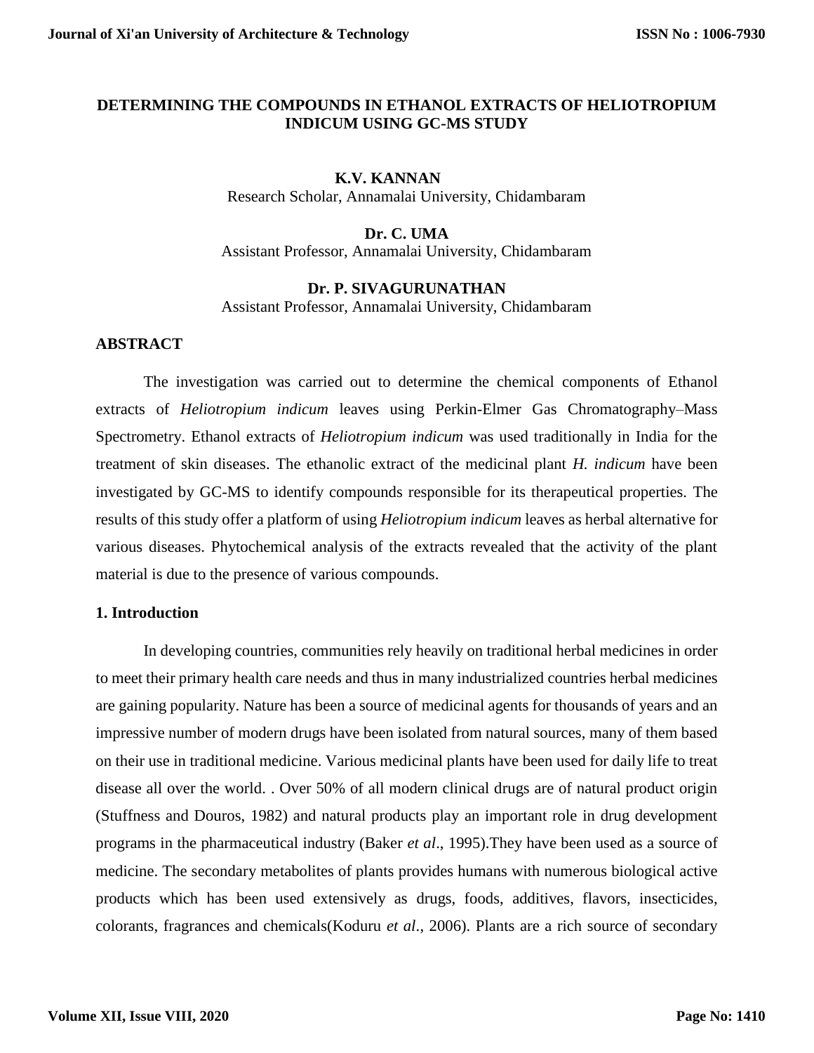# DETERMINING THE COMPOUNDS IN ETHANOL EXTRACTS OF HELIOTROPIUM INDICUM USING GC-MS STUDY

**K.V. KANNAN**
Research Scholar, Annamalai University, Chidambaram

**Dr. C. UMA**
Assistant Professor, Annamalai University, Chidambaram

**Dr. P. SIVAGURUNATHAN**
Assistant Professor, Annamalai University, Chidambaram

## ABSTRACT

The investigation was carried out to determine the chemical components of Ethanol extracts of *Heliotropium indicum* leaves using Perkin-Elmer Gas Chromatography–Mass Spectrometry. Ethanol extracts of *Heliotropium indicum* was used traditionally in India for the treatment of skin diseases. The ethanolic extract of the medicinal plant *H. indicum* have been investigated by GC-MS to identify compounds responsible for its therapeutical properties. The results of this study offer a platform of using *Heliotropium indicum* leaves as herbal alternative for various diseases. Phytochemical analysis of the extracts revealed that the activity of the plant material is due to the presence of various compounds.

## 1. Introduction

In developing countries, communities rely heavily on traditional herbal medicines in order to meet their primary health care needs and thus in many industrialized countries herbal medicines are gaining popularity. Nature has been a source of medicinal agents for thousands of years and an impressive number of modern drugs have been isolated from natural sources, many of them based on their use in traditional medicine. Various medicinal plants have been used for daily life to treat disease all over the world. . Over 50% of all modern clinical drugs are of natural product origin (Stuffness and Douros, 1982) and natural products play an important role in drug development programs in the pharmaceutical industry (Baker *et al*., 1995).They have been used as a source of medicine. The secondary metabolites of plants provides humans with numerous biological active products which has been used extensively as drugs, foods, additives, flavors, insecticides, colorants, fragrances and chemicals(Koduru *et al*., 2006). Plants are a rich source of secondary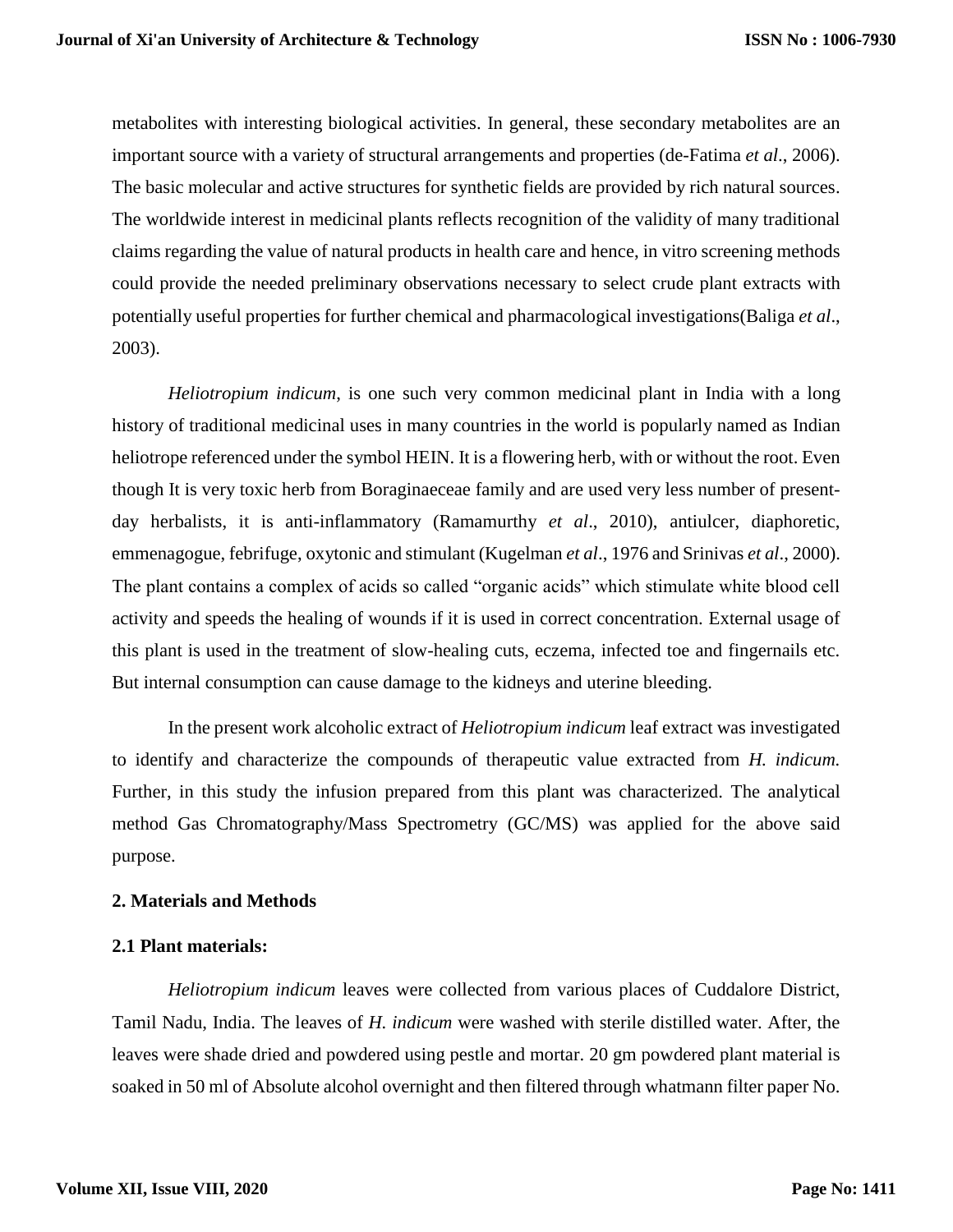metabolites with interesting biological activities. In general, these secondary metabolites are an important source with a variety of structural arrangements and properties (de-Fatima *et al*., 2006). The basic molecular and active structures for synthetic fields are provided by rich natural sources. The worldwide interest in medicinal plants reflects recognition of the validity of many traditional claims regarding the value of natural products in health care and hence, in vitro screening methods could provide the needed preliminary observations necessary to select crude plant extracts with potentially useful properties for further chemical and pharmacological investigations(Baliga *et al*., 2003).

*Heliotropium indicum*, is one such very common medicinal plant in India with a long history of traditional medicinal uses in many countries in the world is popularly named as Indian heliotrope referenced under the symbol HEIN. It is a flowering herb, with or without the root. Even though It is very toxic herb from Boraginaeceae family and are used very less number of present-day herbalists, it is anti-inflammatory (Ramamurthy *et al*., 2010), antiulcer, diaphoretic, emmenagogue, febrifuge, oxytonic and stimulant (Kugelman *et al*., 1976 and Srinivas *et al*., 2000). The plant contains a complex of acids so called "organic acids" which stimulate white blood cell activity and speeds the healing of wounds if it is used in correct concentration. External usage of this plant is used in the treatment of slow-healing cuts, eczema, infected toe and fingernails etc. But internal consumption can cause damage to the kidneys and uterine bleeding.

In the present work alcoholic extract of *Heliotropium indicum* leaf extract was investigated to identify and characterize the compounds of therapeutic value extracted from *H. indicum.* Further, in this study the infusion prepared from this plant was characterized. The analytical method Gas Chromatography/Mass Spectrometry (GC/MS) was applied for the above said purpose.

## 2. Materials and Methods

### 2.1 Plant materials:

*Heliotropium indicum* leaves were collected from various places of Cuddalore District, Tamil Nadu, India. The leaves of *H. indicum* were washed with sterile distilled water. After, the leaves were shade dried and powdered using pestle and mortar. 20 gm powdered plant material is soaked in 50 ml of Absolute alcohol overnight and then filtered through whatmann filter paper No.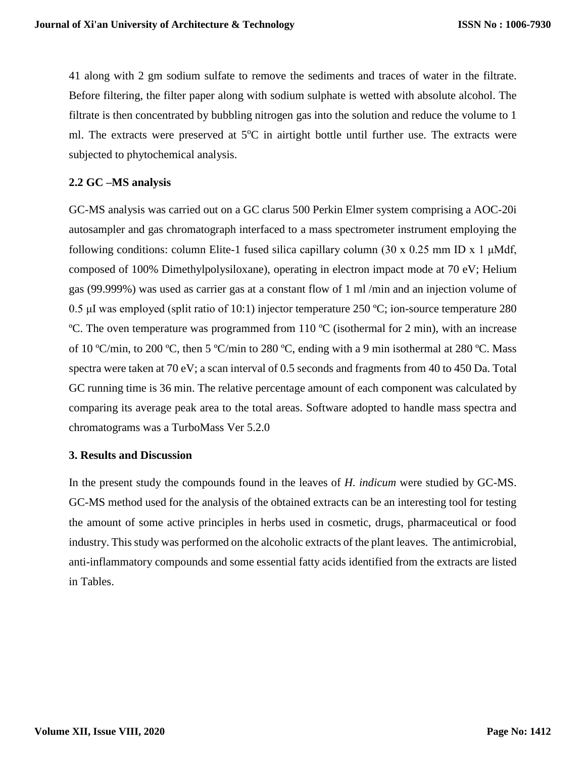41 along with 2 gm sodium sulfate to remove the sediments and traces of water in the filtrate. Before filtering, the filter paper along with sodium sulphate is wetted with absolute alcohol. The filtrate is then concentrated by bubbling nitrogen gas into the solution and reduce the volume to 1 ml. The extracts were preserved at 5$^{o}$C in airtight bottle until further use. The extracts were subjected to phytochemical analysis.

### 2.2 GC –MS analysis

GC-MS analysis was carried out on a GC clarus 500 Perkin Elmer system comprising a AOC-20i autosampler and gas chromatograph interfaced to a mass spectrometer instrument employing the following conditions: column Elite-1 fused silica capillary column (30 x 0.25 mm ID x 1 μMdf, composed of 100% Dimethylpolysiloxane), operating in electron impact mode at 70 eV; Helium gas (99.999%) was used as carrier gas at a constant flow of 1 ml /min and an injection volume of 0.5 μI was employed (split ratio of 10:1) injector temperature 250 ºC; ion-source temperature 280 ºC. The oven temperature was programmed from 110 ºC (isothermal for 2 min), with an increase of 10 ºC/min, to 200 ºC, then 5 ºC/min to 280 ºC, ending with a 9 min isothermal at 280 ºC. Mass spectra were taken at 70 eV; a scan interval of 0.5 seconds and fragments from 40 to 450 Da. Total GC running time is 36 min. The relative percentage amount of each component was calculated by comparing its average peak area to the total areas. Software adopted to handle mass spectra and chromatograms was a TurboMass Ver 5.2.0

## 3. Results and Discussion

In the present study the compounds found in the leaves of *H. indicum* were studied by GC-MS. GC-MS method used for the analysis of the obtained extracts can be an interesting tool for testing the amount of some active principles in herbs used in cosmetic, drugs, pharmaceutical or food industry. This study was performed on the alcoholic extracts of the plant leaves. The antimicrobial, anti-inflammatory compounds and some essential fatty acids identified from the extracts are listed in Tables.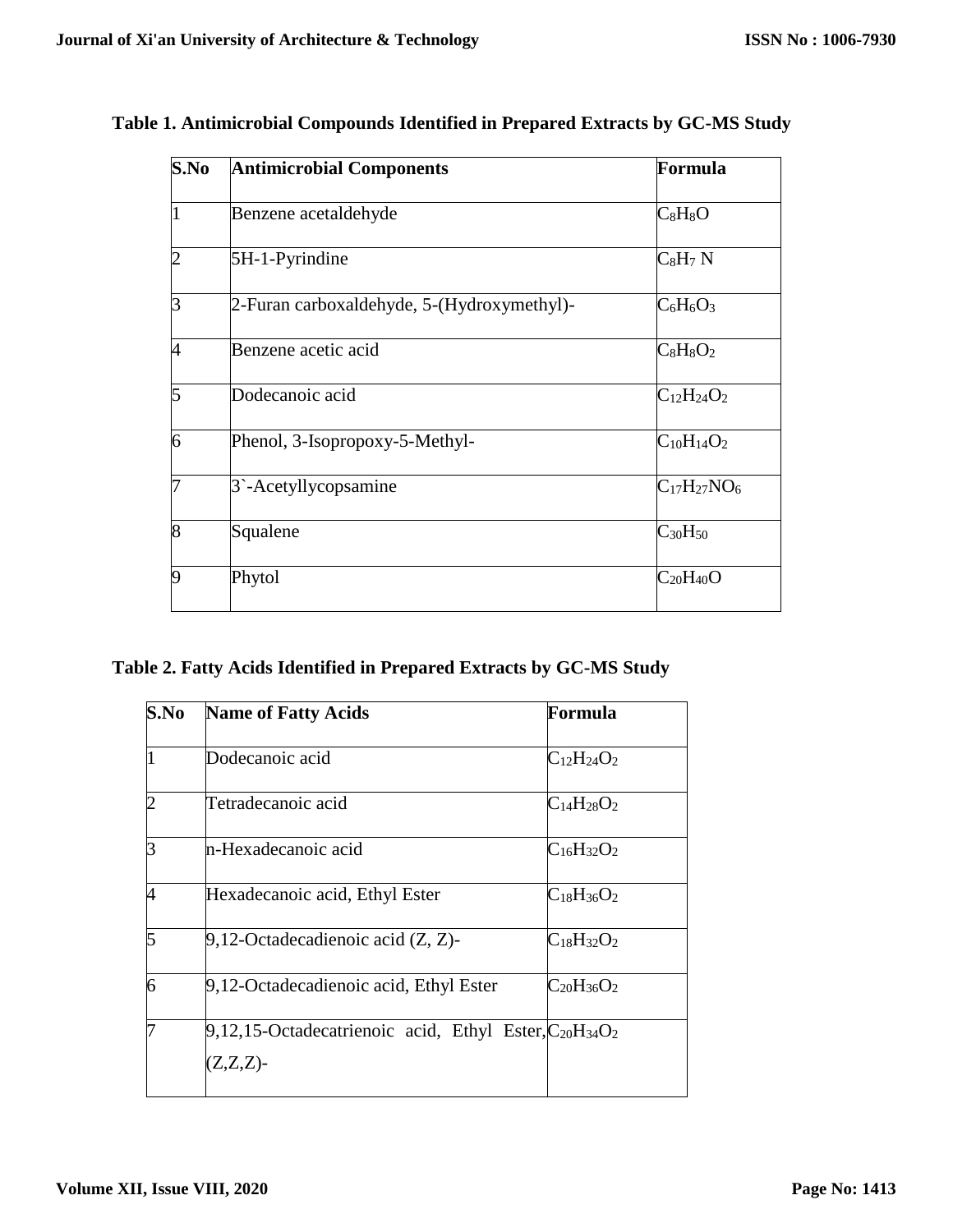**Table 1. Antimicrobial Compounds Identified in Prepared Extracts by GC-MS Study**

| S.No | Antimicrobial Components | Formula |
|---|---|---|
| 1 | Benzene acetaldehyde | $C_8H_8O$ |
| 2 | 5H-1-Pyrindine | $C_8H_7N$ |
| 3 | 2-Furan carboxaldehyde, 5-(Hydroxymethyl)- | $C_6H_6O_3$ |
| 4 | Benzene acetic acid | $C_8H_8O_2$ |
| 5 | Dodecanoic acid | $C_{12}H_{24}O_2$ |
| 6 | Phenol, 3-Isopropoxy-5-Methyl- | $C_{10}H_{14}O_2$ |
| 7 | 3`-Acetyllycopsamine | $C_{17}H_{27}NO_6$ |
| 8 | Squalene | $C_{30}H_{50}$ |
| 9 | Phytol | $C_{20}H_{40}O$ |

**Table 2. Fatty Acids Identified in Prepared Extracts by GC-MS Study**

| S.No | Name of Fatty Acids | Formula |
|---|---|---|
| 1 | Dodecanoic acid | $C_{12}H_{24}O_2$ |
| 2 | Tetradecanoic acid | $C_{14}H_{28}O_2$ |
| 3 | n-Hexadecanoic acid | $C_{16}H_{32}O_2$ |
| 4 | Hexadecanoic acid, Ethyl Ester | $C_{18}H_{36}O_2$ |
| 5 | 9,12-Octadecadienoic acid (Z, Z)- | $C_{18}H_{32}O_2$ |
| 6 | 9,12-Octadecadienoic acid, Ethyl Ester | $C_{20}H_{36}O_2$ |
| 7 | 9,12,15-Octadecatrienoic acid, Ethyl Ester, (Z,Z,Z)- | $C_{20}H_{34}O_2$ |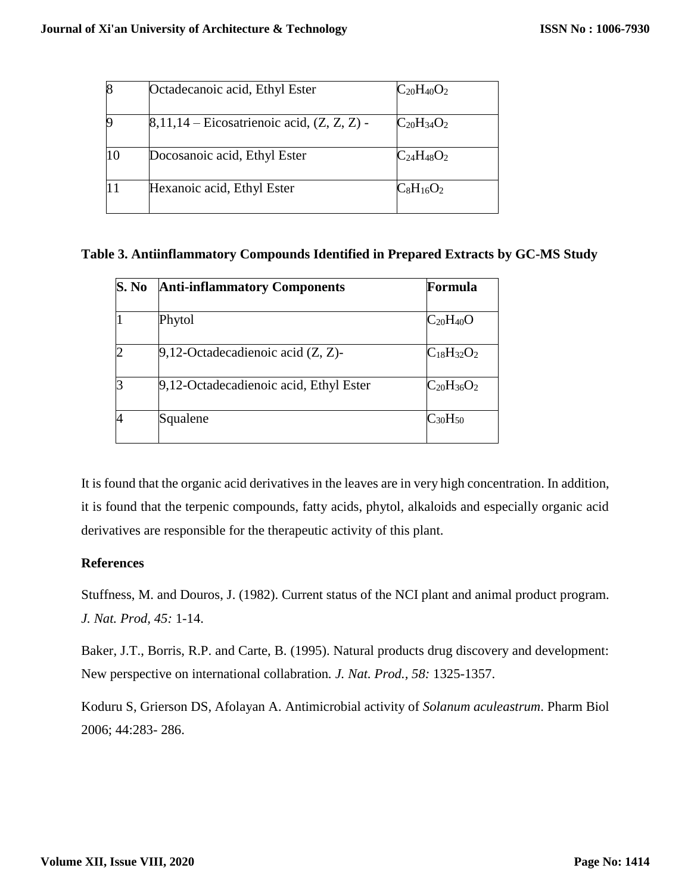| 8 | Octadecanoic acid, Ethyl Ester | $C_{20}H_{40}O_2$ |
|---|---|---|
| 9 | 8,11,14 – Eicosatrienoic acid, (Z, Z, Z) - | $C_{20}H_{34}O_2$ |
| 10 | Docosanoic acid, Ethyl Ester | $C_{24}H_{48}O_2$ |
| 11 | Hexanoic acid, Ethyl Ester | $C_8H_{16}O_2$ |

**Table 3. Antiinflammatory Compounds Identified in Prepared Extracts by GC-MS Study**

| S. No | Anti-inflammatory Components | Formula |
|---|---|---|
| 1 | Phytol | $C_{20}H_{40}O$ |
| 2 | 9,12-Octadecadienoic acid (Z, Z)- | $C_{18}H_{32}O_2$ |
| 3 | 9,12-Octadecadienoic acid, Ethyl Ester | $C_{20}H_{36}O_2$ |
| 4 | Squalene | $C_{30}H_{50}$ |

It is found that the organic acid derivatives in the leaves are in very high concentration. In addition, it is found that the terpenic compounds, fatty acids, phytol, alkaloids and especially organic acid derivatives are responsible for the therapeutic activity of this plant.

## References

Stuffness, M. and Douros, J. (1982). Current status of the NCI plant and animal product program. *J. Nat. Prod, 45:* 1-14.

Baker, J.T., Borris, R.P. and Carte, B. (1995). Natural products drug discovery and development: New perspective on international collabration*. J. Nat. Prod., 58:* 1325-1357.

Koduru S, Grierson DS, Afolayan A. Antimicrobial activity of *Solanum aculeastrum*. Pharm Biol 2006; 44:283- 286.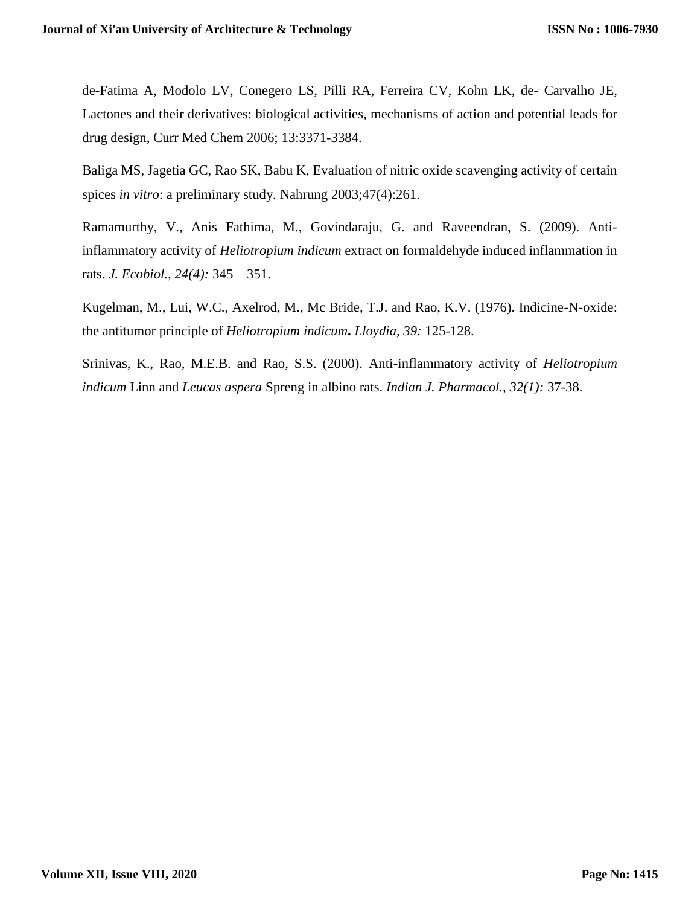de-Fatima A, Modolo LV, Conegero LS, Pilli RA, Ferreira CV, Kohn LK, de- Carvalho JE, Lactones and their derivatives: biological activities, mechanisms of action and potential leads for drug design, Curr Med Chem 2006; 13:3371-3384.

Baliga MS, Jagetia GC, Rao SK, Babu K, Evaluation of nitric oxide scavenging activity of certain spices *in vitro*: a preliminary study. Nahrung 2003;47(4):261.

Ramamurthy, V., Anis Fathima, M., Govindaraju, G. and Raveendran, S. (2009). Anti-inflammatory activity of *Heliotropium indicum* extract on formaldehyde induced inflammation in rats. *J. Ecobiol., 24(4):* 345 – 351.

Kugelman, M., Lui, W.C., Axelrod, M., Mc Bride, T.J. and Rao, K.V. (1976). Indicine-N-oxide: the antitumor principle of *Heliotropium indicum***.** *Lloydia, 39:* 125-128.

Srinivas, K., Rao, M.E.B. and Rao, S.S. (2000). Anti-inflammatory activity of *Heliotropium indicum* Linn and *Leucas aspera* Spreng in albino rats. *Indian J. Pharmacol., 32(1):* 37-38.